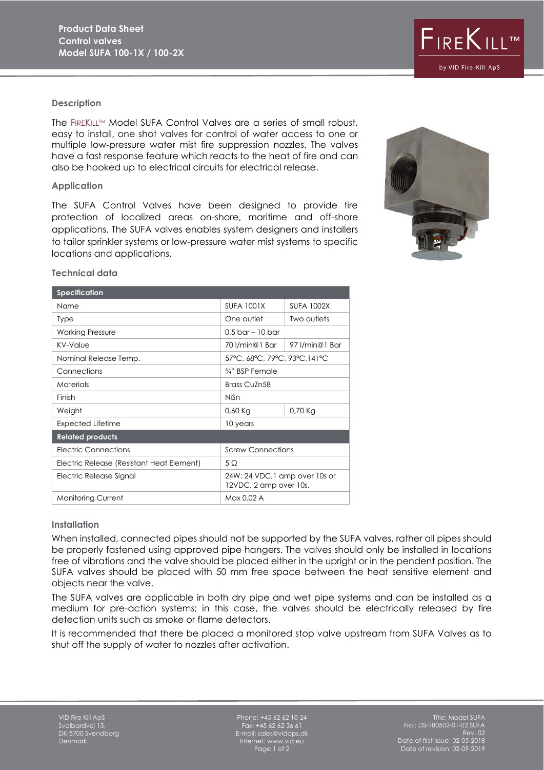**Product Data Sheet**
**Control valves**
**Model SUFA 100-1X / 100-2X**

FIREKILL™ by VID Fire-Kill ApS

## Description

The FIREKILL™ Model SUFA Control Valves are a series of small robust, easy to install, one shot valves for control of water access to one or multiple low-pressure water mist fire suppression nozzles. The valves have a fast response feature which reacts to the heat of fire and can also be hooked up to electrical circuits for electrical release.

## Application

The SUFA Control Valves have been designed to provide fire protection of localized areas on-shore, maritime and off-shore applications. The SUFA valves enables system designers and installers to tailor sprinkler systems or low-pressure water mist systems to specific locations and applications.

## Technical data

| Specification | | |
|---|---|---|
| Name | SUFA 1001X | SUFA 1002X |
| Type | One outlet | Two outlets |
| Working Pressure | 0.5 bar – 10 bar | |
| KV-Value | 70 l/min@1 Bar | 97 l/min@1 Bar |
| Nominal Release Temp. | 57°C, 68°C, 79°C, 93°C,141°C | |
| Connections | ¾" BSP Female | |
| Materials | Brass CuZn58 | |
| Finish | NiSn | |
| Weight | 0,60 Kg | 0,70 Kg |
| Expected Lifetime | 10 years | |
| **Related products** | | |
| Electric Connections | Screw Connections | |
| Electric Release (Resistant Heat Element) | 5 Ω | |
| Electric Release Signal | 24W: 24 VDC,1 amp over 10s or 12VDC, 2 amp over 10s. | |
| Monitoring Current | Max 0.02 A | |

## Installation

When installed, connected pipes should not be supported by the SUFA valves, rather all pipes should be properly fastened using approved pipe hangers. The valves should only be installed in locations free of vibrations and the valve should be placed either in the upright or in the pendent position. The SUFA valves should be placed with 50 mm free space between the heat sensitive element and objects near the valve.

The SUFA valves are applicable in both dry pipe and wet pipe systems and can be installed as a medium for pre-action systems; in this case, the valves should be electrically released by fire detection units such as smoke or flame detectors.

It is recommended that there be placed a monitored stop valve upstream from SUFA Valves as to shut off the supply of water to nozzles after activation.

VID Fire Kill ApS
Svalbardvej 13,
DK-5700 Svendborg
Denmark

Phone: +45 62 62 10 24
Fax: +45 62 62 36 61
E-mail: sales@vidaps.dk
Internet: www.vid.eu

Title: Model SUFA
No.: DS-180502-01-02 SUFA
Rev. 02
Date of first issue: 02-05-2018
Date of revision: 02-09-2019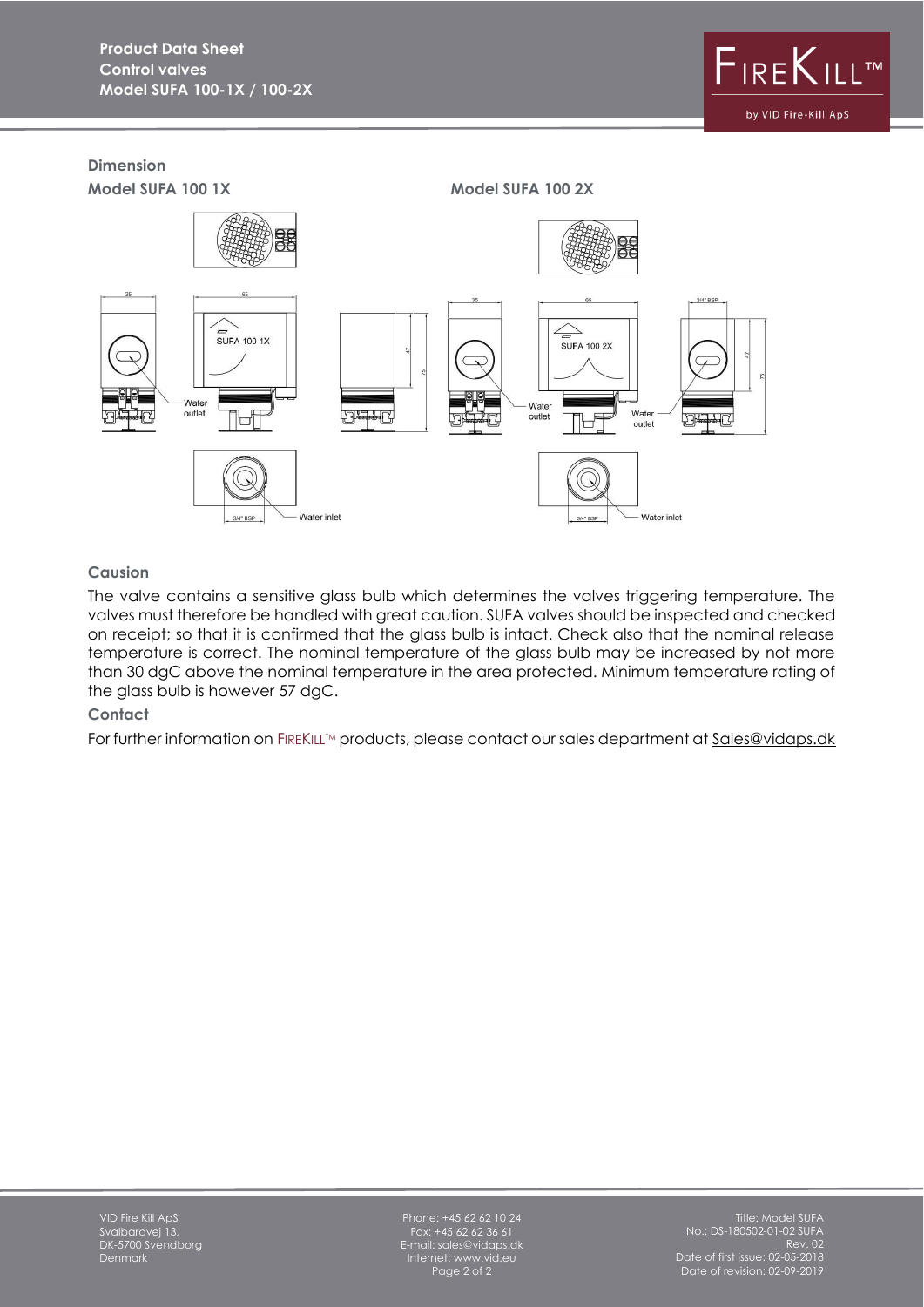## Dimension

**Model SUFA 100 1X**

**Model SUFA 100 2X**

35
65
SUFA 100 1X
Water outlet
47
75
3/4" BSP
Water inlet

35
66
3/4" BSP
SUFA 100 2X
Water outlet
Water outlet
47
75
3/4" BSP
Water inlet

## Causion

The valve contains a sensitive glass bulb which determines the valves triggering temperature. The valves must therefore be handled with great caution. SUFA valves should be inspected and checked on receipt; so that it is confirmed that the glass bulb is intact. Check also that the nominal release temperature is correct. The nominal temperature of the glass bulb may be increased by not more than 30 dgC above the nominal temperature in the area protected. Minimum temperature rating of the glass bulb is however 57 dgC.

## Contact

For further information on FIREKILL™ products, please contact our sales department at Sales@vidaps.dk